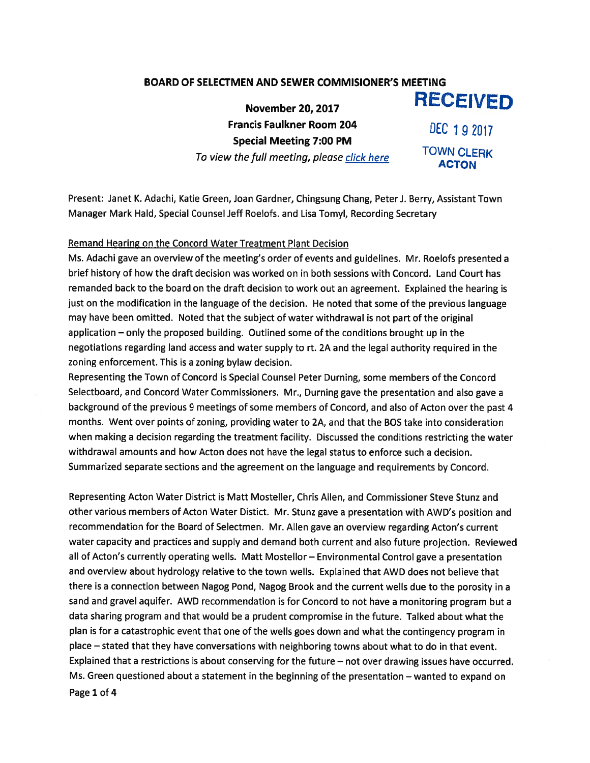## BOARD OF SELECTMEN AND SEWER COMMISIONER'S MEETING

**RECEIVED**

**November 20, 2017**
**Francis Faulkner Room 204**
**Special Meeting 7:00 PM**
*To view the full meeting, please click here*

DEC 19 2017
TOWN CLERK
ACTON

Present: Janet K. Adachi, Katie Green, Joan Gardner, Chingsung Chang, Peter J. Berry, Assistant Town Manager Mark Hald, Special Counsel Jeff Roelofs. and Lisa Tomyl, Recording Secretary

Remand Hearing on the Concord Water Treatment Plant Decision

Ms. Adachi gave an overview of the meeting's order of events and guidelines. Mr. Roelofs presented a brief history of how the draft decision was worked on in both sessions with Concord. Land Court has remanded back to the board on the draft decision to work out an agreement. Explained the hearing is just on the modification in the language of the decision. He noted that some of the previous language may have been omitted. Noted that the subject of water withdrawal is not part of the original application – only the proposed building. Outlined some of the conditions brought up in the negotiations regarding land access and water supply to rt. 2A and the legal authority required in the zoning enforcement. This is a zoning bylaw decision.

Representing the Town of Concord is Special Counsel Peter Durning, some members of the Concord Selectboard, and Concord Water Commissioners. Mr., Durning gave the presentation and also gave a background of the previous 9 meetings of some members of Concord, and also of Acton over the past 4 months. Went over points of zoning, providing water to 2A, and that the BOS take into consideration when making a decision regarding the treatment facility. Discussed the conditions restricting the water withdrawal amounts and how Acton does not have the legal status to enforce such a decision. Summarized separate sections and the agreement on the language and requirements by Concord.

Representing Acton Water District is Matt Mosteller, Chris Allen, and Commissioner Steve Stunz and other various members of Acton Water Distict. Mr. Stunz gave a presentation with AWD's position and recommendation for the Board of Selectmen. Mr. Allen gave an overview regarding Acton's current water capacity and practices and supply and demand both current and also future projection. Reviewed all of Acton's currently operating wells. Matt Mostellor – Environmental Control gave a presentation and overview about hydrology relative to the town wells. Explained that AWD does not believe that there is a connection between Nagog Pond, Nagog Brook and the current wells due to the porosity in a sand and gravel aquifer. AWD recommendation is for Concord to not have a monitoring program but a data sharing program and that would be a prudent compromise in the future. Talked about what the plan is for a catastrophic event that one of the wells goes down and what the contingency program in place – stated that they have conversations with neighboring towns about what to do in that event. Explained that a restrictions is about conserving for the future – not over drawing issues have occurred. Ms. Green questioned about a statement in the beginning of the presentation – wanted to expand on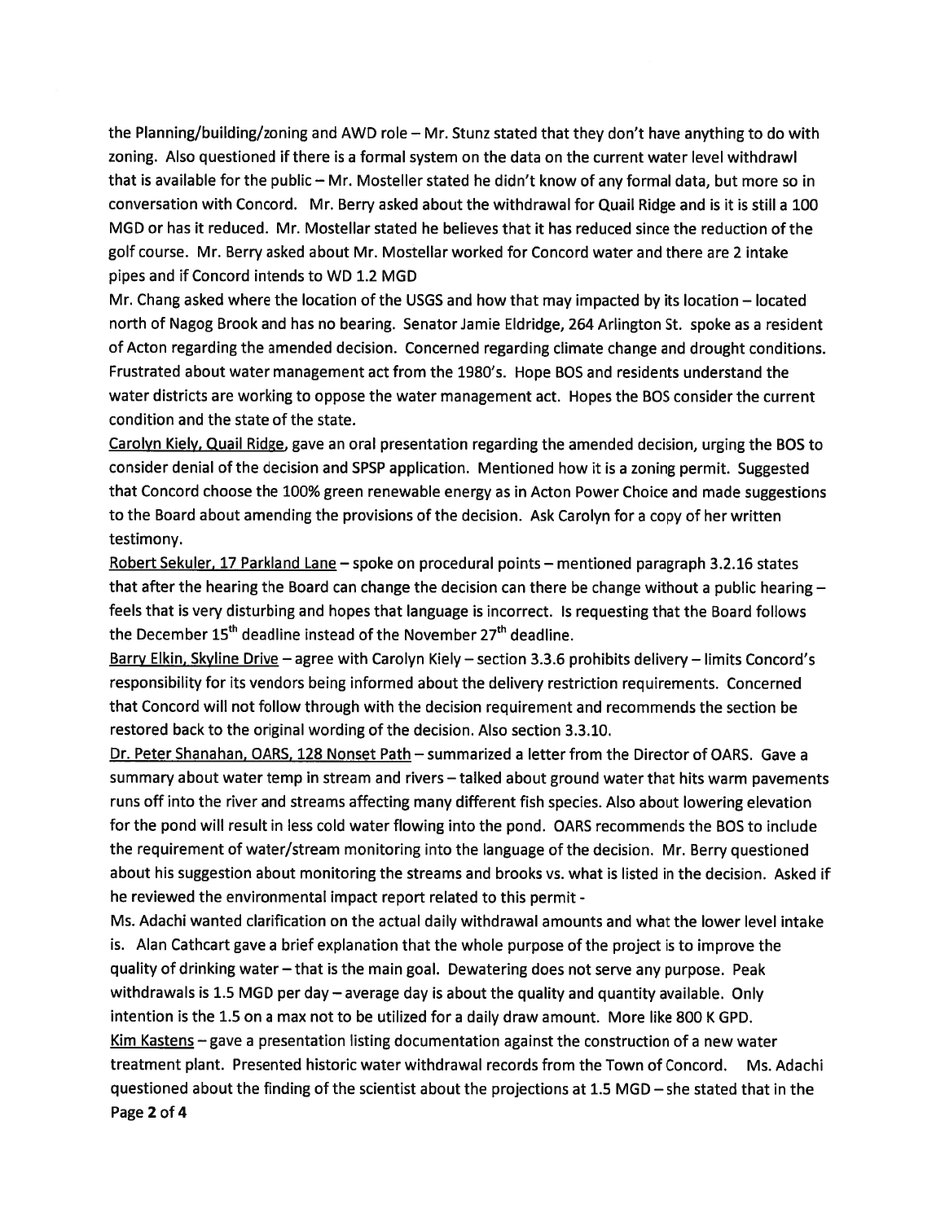the Planning/building/zoning and AWD role – Mr. Stunz stated that they don't have anything to do with zoning. Also questioned if there is a formal system on the data on the current water level withdrawl that is available for the public – Mr. Mosteller stated he didn't know of any formal data, but more so in conversation with Concord. Mr. Berry asked about the withdrawal for Quail Ridge and is it is still a 100 MGD or has it reduced. Mr. Mostellar stated he believes that it has reduced since the reduction of the golf course. Mr. Berry asked about Mr. Mostellar worked for Concord water and there are 2 intake pipes and if Concord intends to WD 1.2 MGD

Mr. Chang asked where the location of the USGS and how that may impacted by its location – located north of Nagog Brook and has no bearing. Senator Jamie Eldridge, 264 Arlington St. spoke as a resident of Acton regarding the amended decision. Concerned regarding climate change and drought conditions. Frustrated about water management act from the 1980's. Hope BOS and residents understand the water districts are working to oppose the water management act. Hopes the BOS consider the current condition and the state of the state.

Carolyn Kiely, Quail Ridge, gave an oral presentation regarding the amended decision, urging the BOS to consider denial of the decision and SPSP application. Mentioned how it is a zoning permit. Suggested that Concord choose the 100% green renewable energy as in Acton Power Choice and made suggestions to the Board about amending the provisions of the decision. Ask Carolyn for a copy of her written testimony.

Robert Sekuler, 17 Parkland Lane – spoke on procedural points – mentioned paragraph 3.2.16 states that after the hearing the Board can change the decision can there be change without a public hearing – feels that is very disturbing and hopes that language is incorrect. Is requesting that the Board follows the December 15th deadline instead of the November 27th deadline.

Barry Elkin, Skyline Drive – agree with Carolyn Kiely – section 3.3.6 prohibits delivery – limits Concord's responsibility for its vendors being informed about the delivery restriction requirements. Concerned that Concord will not follow through with the decision requirement and recommends the section be restored back to the original wording of the decision. Also section 3.3.10.

Dr. Peter Shanahan, OARS, 128 Nonset Path – summarized a letter from the Director of OARS. Gave a summary about water temp in stream and rivers – talked about ground water that hits warm pavements runs off into the river and streams affecting many different fish species. Also about lowering elevation for the pond will result in less cold water flowing into the pond. OARS recommends the BOS to include the requirement of water/stream monitoring into the language of the decision. Mr. Berry questioned about his suggestion about monitoring the streams and brooks vs. what is listed in the decision. Asked if he reviewed the environmental impact report related to this permit -

Ms. Adachi wanted clarification on the actual daily withdrawal amounts and what the lower level intake is. Alan Cathcart gave a brief explanation that the whole purpose of the project is to improve the quality of drinking water – that is the main goal. Dewatering does not serve any purpose. Peak withdrawals is 1.5 MGD per day – average day is about the quality and quantity available. Only intention is the 1.5 on a max not to be utilized for a daily draw amount. More like 800 K GPD.

Kim Kastens – gave a presentation listing documentation against the construction of a new water treatment plant. Presented historic water withdrawal records from the Town of Concord. Ms. Adachi questioned about the finding of the scientist about the projections at 1.5 MGD – she stated that in the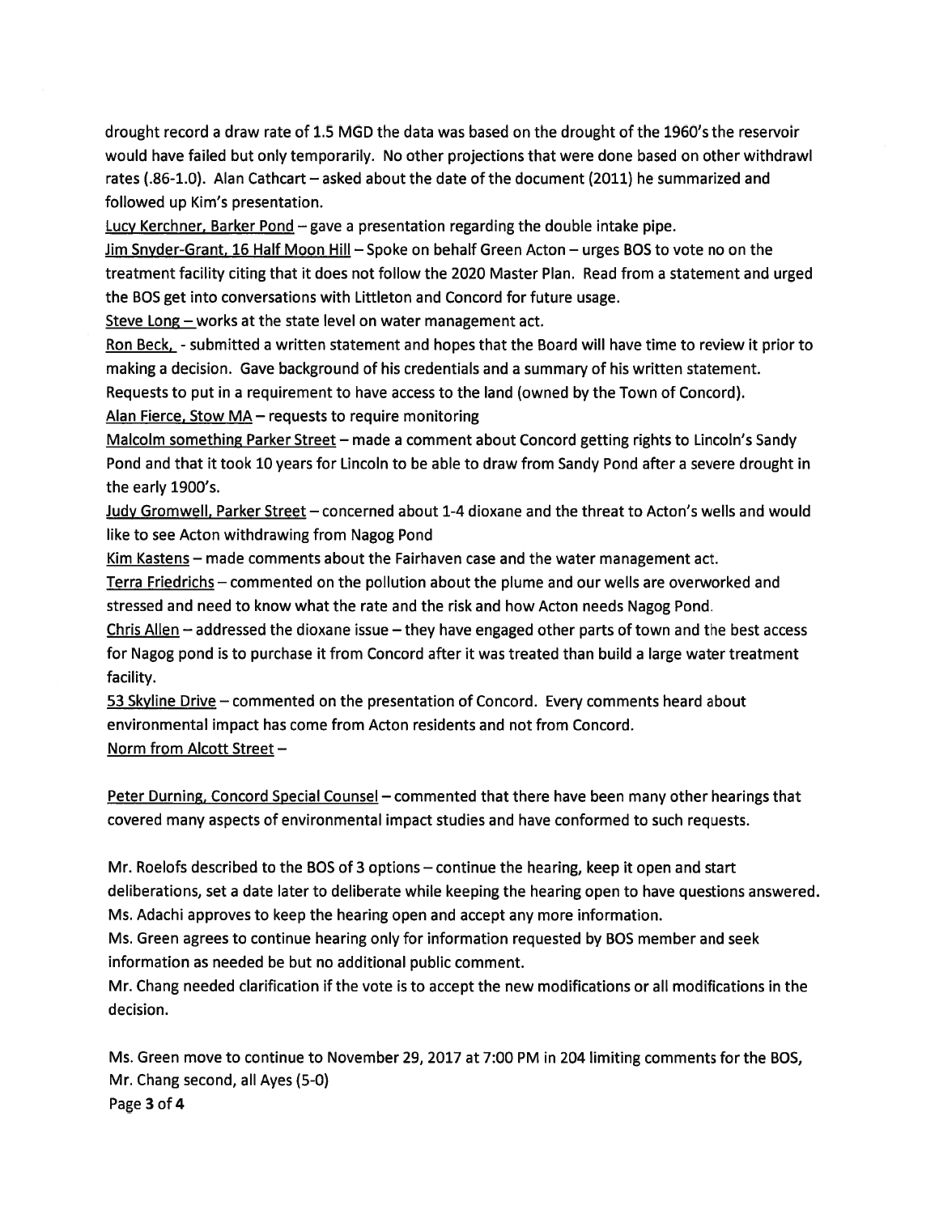drought record a draw rate of 1.5 MGD the data was based on the drought of the 1960's the reservoir would have failed but only temporarily. No other projections that were done based on other withdrawl rates (.86-1.0). Alan Cathcart – asked about the date of the document (2011) he summarized and followed up Kim's presentation.

Lucy Kerchner, Barker Pond – gave a presentation regarding the double intake pipe.

Jim Snyder-Grant, 16 Half Moon Hill – Spoke on behalf Green Acton – urges BOS to vote no on the treatment facility citing that it does not follow the 2020 Master Plan. Read from a statement and urged the BOS get into conversations with Littleton and Concord for future usage.

Steve Long – works at the state level on water management act.

Ron Beck, - submitted a written statement and hopes that the Board will have time to review it prior to making a decision. Gave background of his credentials and a summary of his written statement. Requests to put in a requirement to have access to the land (owned by the Town of Concord).

Alan Fierce, Stow MA – requests to require monitoring

Malcolm something Parker Street – made a comment about Concord getting rights to Lincoln's Sandy Pond and that it took 10 years for Lincoln to be able to draw from Sandy Pond after a severe drought in the early 1900's.

Judy Gromwell, Parker Street – concerned about 1-4 dioxane and the threat to Acton's wells and would like to see Acton withdrawing from Nagog Pond

Kim Kastens – made comments about the Fairhaven case and the water management act.

Terra Friedrichs – commented on the pollution about the plume and our wells are overworked and stressed and need to know what the rate and the risk and how Acton needs Nagog Pond.

Chris Allen – addressed the dioxane issue – they have engaged other parts of town and the best access for Nagog pond is to purchase it from Concord after it was treated than build a large water treatment facility.

53 Skyline Drive – commented on the presentation of Concord. Every comments heard about environmental impact has come from Acton residents and not from Concord.

Norm from Alcott Street –

Peter Durning, Concord Special Counsel – commented that there have been many other hearings that covered many aspects of environmental impact studies and have conformed to such requests.

Mr. Roelofs described to the BOS of 3 options – continue the hearing, keep it open and start deliberations, set a date later to deliberate while keeping the hearing open to have questions answered.

Ms. Adachi approves to keep the hearing open and accept any more information.

Ms. Green agrees to continue hearing only for information requested by BOS member and seek information as needed be but no additional public comment.

Mr. Chang needed clarification if the vote is to accept the new modifications or all modifications in the decision.

Ms. Green move to continue to November 29, 2017 at 7:00 PM in 204 limiting comments for the BOS, Mr. Chang second, all Ayes (5-0)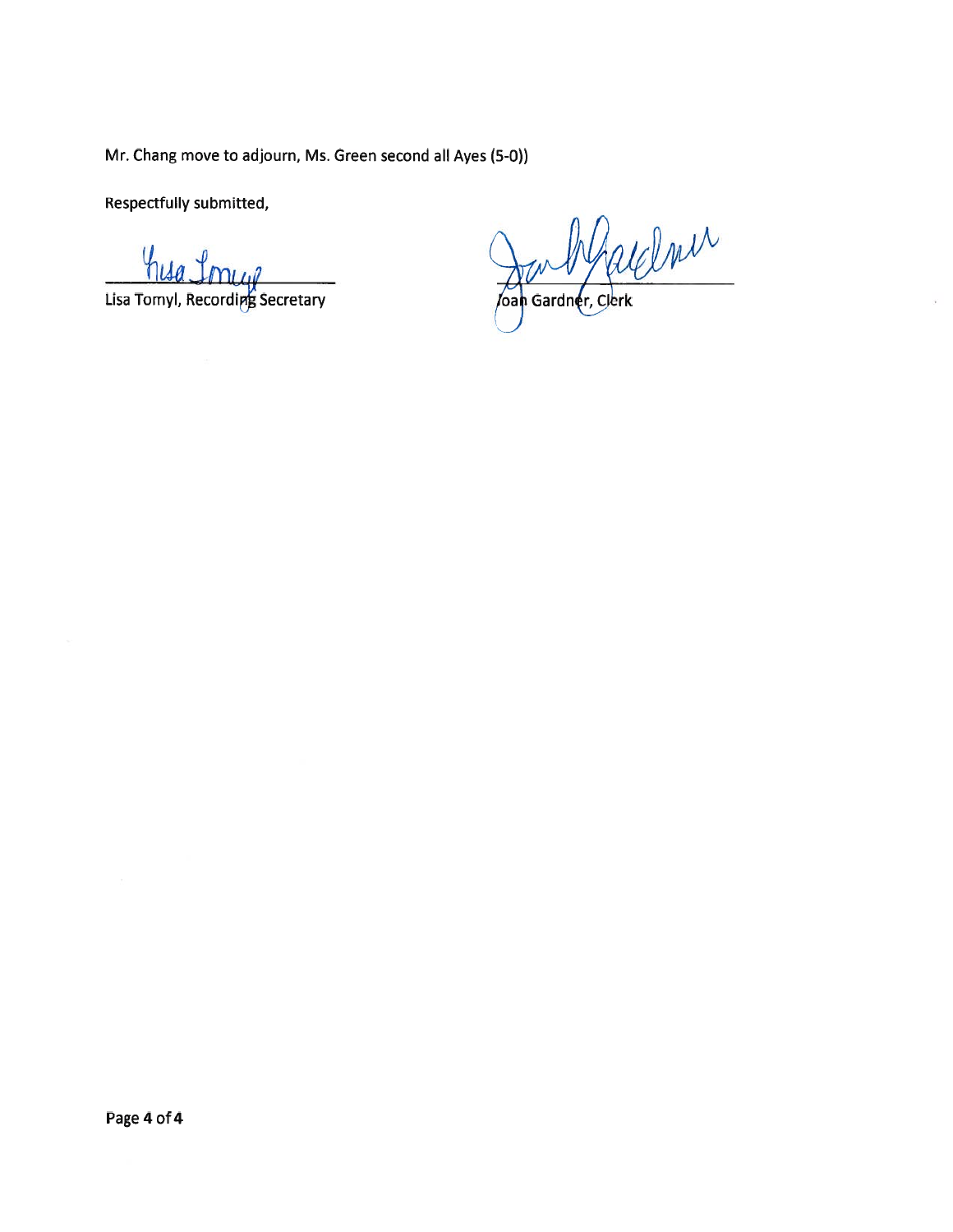Mr. Chang move to adjourn, Ms. Green second all Ayes (5-0))

Respectfully submitted,

Lisa Tomyl, Recording Secretary

Joan Gardner, Clerk